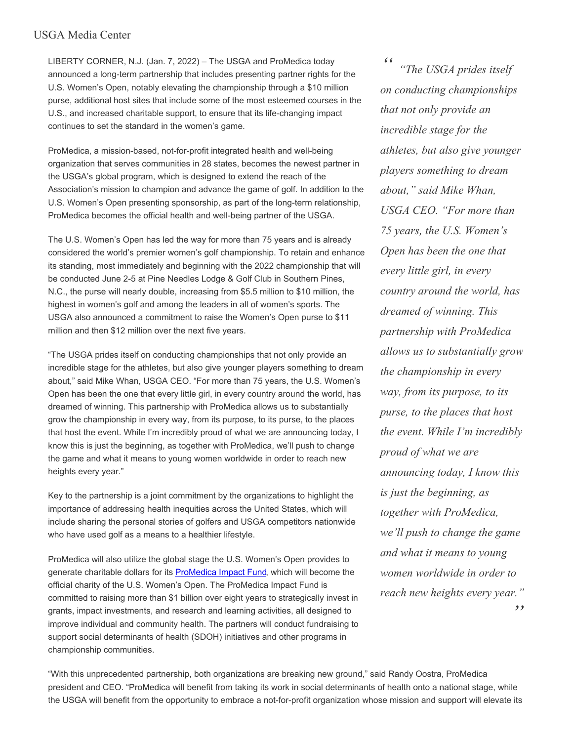USGA Media Center

LIBERTY CORNER, N.J. (Jan. 7, 2022) – The USGA and ProMedica today announced a long-term partnership that includes presenting partner rights for the U.S. Women's Open, notably elevating the championship through a $10 million purse, additional host sites that include some of the most esteemed courses in the U.S., and increased charitable support, to ensure that its life-changing impact continues to set the standard in the women's game.

ProMedica, a mission-based, not-for-profit integrated health and well-being organization that serves communities in 28 states, becomes the newest partner in the USGA's global program, which is designed to extend the reach of the Association's mission to champion and advance the game of golf. In addition to the U.S. Women's Open presenting sponsorship, as part of the long-term relationship, ProMedica becomes the official health and well-being partner of the USGA.

The U.S. Women's Open has led the way for more than 75 years and is already considered the world's premier women's golf championship. To retain and enhance its standing, most immediately and beginning with the 2022 championship that will be conducted June 2-5 at Pine Needles Lodge & Golf Club in Southern Pines, N.C., the purse will nearly double, increasing from $5.5 million to $10 million, the highest in women's golf and among the leaders in all of women's sports. The USGA also announced a commitment to raise the Women's Open purse to $11 million and then $12 million over the next five years.

"The USGA prides itself on conducting championships that not only provide an incredible stage for the athletes, but also give younger players something to dream about," said Mike Whan, USGA CEO. "For more than 75 years, the U.S. Women's Open has been the one that every little girl, in every country around the world, has dreamed of winning. This partnership with ProMedica allows us to substantially grow the championship in every way, from its purpose, to its purse, to the places that host the event. While I'm incredibly proud of what we are announcing today, I know this is just the beginning, as together with ProMedica, we'll push to change the game and what it means to young women worldwide in order to reach new heights every year."

> *"The USGA prides itself on conducting championships that not only provide an incredible stage for the athletes, but also give younger players something to dream about," said Mike Whan, USGA CEO. "For more than 75 years, the U.S. Women's Open has been the one that every little girl, in every country around the world, has dreamed of winning. This partnership with ProMedica allows us to substantially grow the championship in every way, from its purpose, to its purse, to the places that host the event. While I'm incredibly proud of what we are announcing today, I know this is just the beginning, as together with ProMedica, we'll push to change the game and what it means to young women worldwide in order to reach new heights every year."*

Key to the partnership is a joint commitment by the organizations to highlight the importance of addressing health inequities across the United States, which will include sharing the personal stories of golfers and USGA competitors nationwide who have used golf as a means to a healthier lifestyle.

ProMedica will also utilize the global stage the U.S. Women's Open provides to generate charitable dollars for its ProMedica Impact Fund, which will become the official charity of the U.S. Women's Open. The ProMedica Impact Fund is committed to raising more than $1 billion over eight years to strategically invest in grants, impact investments, and research and learning activities, all designed to improve individual and community health. The partners will conduct fundraising to support social determinants of health (SDOH) initiatives and other programs in championship communities.

"With this unprecedented partnership, both organizations are breaking new ground," said Randy Oostra, ProMedica president and CEO. "ProMedica will benefit from taking its work in social determinants of health onto a national stage, while the USGA will benefit from the opportunity to embrace a not-for-profit organization whose mission and support will elevate its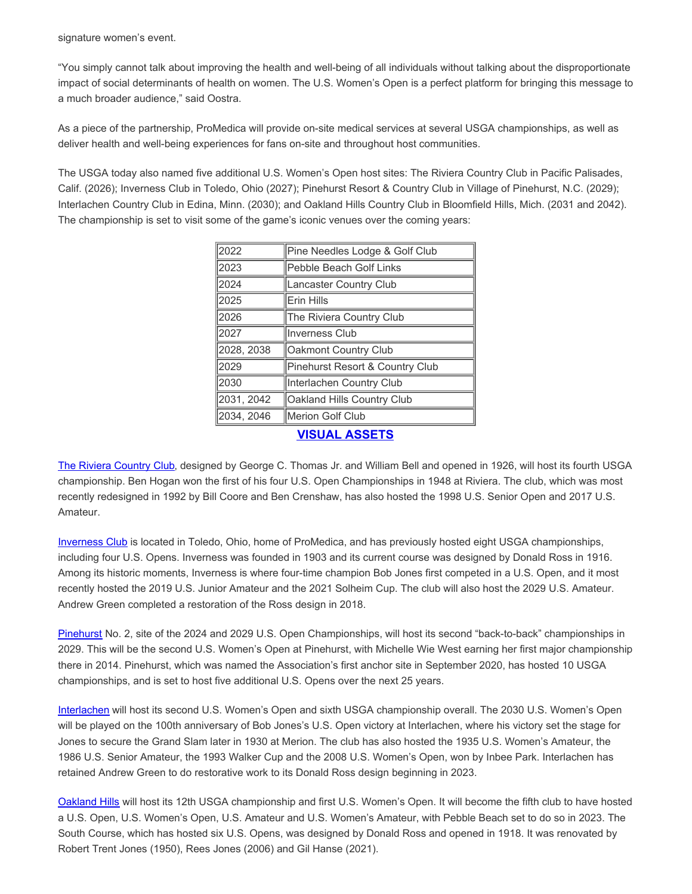signature women's event.

"You simply cannot talk about improving the health and well-being of all individuals without talking about the disproportionate impact of social determinants of health on women. The U.S. Women's Open is a perfect platform for bringing this message to a much broader audience," said Oostra.

As a piece of the partnership, ProMedica will provide on-site medical services at several USGA championships, as well as deliver health and well-being experiences for fans on-site and throughout host communities.

The USGA today also named five additional U.S. Women's Open host sites: The Riviera Country Club in Pacific Palisades, Calif. (2026); Inverness Club in Toledo, Ohio (2027); Pinehurst Resort & Country Club in Village of Pinehurst, N.C. (2029); Interlachen Country Club in Edina, Minn. (2030); and Oakland Hills Country Club in Bloomfield Hills, Mich. (2031 and 2042). The championship is set to visit some of the game's iconic venues over the coming years:

| Year | Venue |
|---|---|
| 2022 | Pine Needles Lodge & Golf Club |
| 2023 | Pebble Beach Golf Links |
| 2024 | Lancaster Country Club |
| 2025 | Erin Hills |
| 2026 | The Riviera Country Club |
| 2027 | Inverness Club |
| 2028, 2038 | Oakmont Country Club |
| 2029 | Pinehurst Resort & Country Club |
| 2030 | Interlachen Country Club |
| 2031, 2042 | Oakland Hills Country Club |
| 2034, 2046 | Merion Golf Club |

**VISUAL ASSETS**

The Riviera Country Club, designed by George C. Thomas Jr. and William Bell and opened in 1926, will host its fourth USGA championship. Ben Hogan won the first of his four U.S. Open Championships in 1948 at Riviera. The club, which was most recently redesigned in 1992 by Bill Coore and Ben Crenshaw, has also hosted the 1998 U.S. Senior Open and 2017 U.S. Amateur.

Inverness Club is located in Toledo, Ohio, home of ProMedica, and has previously hosted eight USGA championships, including four U.S. Opens. Inverness was founded in 1903 and its current course was designed by Donald Ross in 1916. Among its historic moments, Inverness is where four-time champion Bob Jones first competed in a U.S. Open, and it most recently hosted the 2019 U.S. Junior Amateur and the 2021 Solheim Cup. The club will also host the 2029 U.S. Amateur. Andrew Green completed a restoration of the Ross design in 2018.

Pinehurst No. 2, site of the 2024 and 2029 U.S. Open Championships, will host its second "back-to-back" championships in 2029. This will be the second U.S. Women's Open at Pinehurst, with Michelle Wie West earning her first major championship there in 2014. Pinehurst, which was named the Association's first anchor site in September 2020, has hosted 10 USGA championships, and is set to host five additional U.S. Opens over the next 25 years.

Interlachen will host its second U.S. Women's Open and sixth USGA championship overall. The 2030 U.S. Women's Open will be played on the 100th anniversary of Bob Jones's U.S. Open victory at Interlachen, where his victory set the stage for Jones to secure the Grand Slam later in 1930 at Merion. The club has also hosted the 1935 U.S. Women's Amateur, the 1986 U.S. Senior Amateur, the 1993 Walker Cup and the 2008 U.S. Women's Open, won by Inbee Park. Interlachen has retained Andrew Green to do restorative work to its Donald Ross design beginning in 2023.

Oakland Hills will host its 12th USGA championship and first U.S. Women's Open. It will become the fifth club to have hosted a U.S. Open, U.S. Women's Open, U.S. Amateur and U.S. Women's Amateur, with Pebble Beach set to do so in 2023. The South Course, which has hosted six U.S. Opens, was designed by Donald Ross and opened in 1918. It was renovated by Robert Trent Jones (1950), Rees Jones (2006) and Gil Hanse (2021).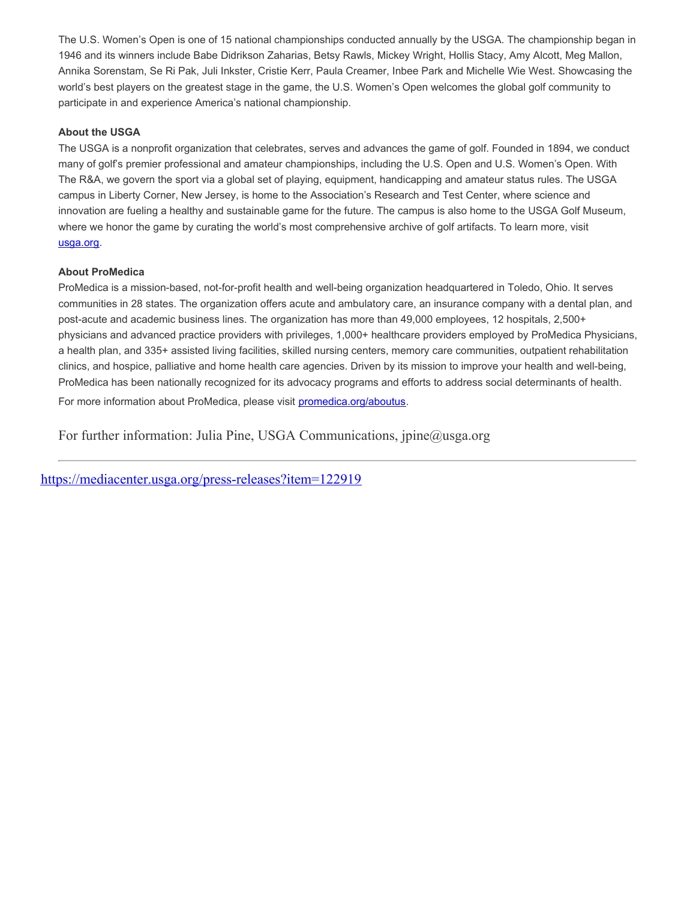The U.S. Women's Open is one of 15 national championships conducted annually by the USGA. The championship began in 1946 and its winners include Babe Didrikson Zaharias, Betsy Rawls, Mickey Wright, Hollis Stacy, Amy Alcott, Meg Mallon, Annika Sorenstam, Se Ri Pak, Juli Inkster, Cristie Kerr, Paula Creamer, Inbee Park and Michelle Wie West. Showcasing the world's best players on the greatest stage in the game, the U.S. Women's Open welcomes the global golf community to participate in and experience America's national championship.

**About the USGA**

The USGA is a nonprofit organization that celebrates, serves and advances the game of golf. Founded in 1894, we conduct many of golf's premier professional and amateur championships, including the U.S. Open and U.S. Women's Open. With The R&A, we govern the sport via a global set of playing, equipment, handicapping and amateur status rules. The USGA campus in Liberty Corner, New Jersey, is home to the Association's Research and Test Center, where science and innovation are fueling a healthy and sustainable game for the future. The campus is also home to the USGA Golf Museum, where we honor the game by curating the world's most comprehensive archive of golf artifacts. To learn more, visit [usga.org](usga.org).

**About ProMedica**

ProMedica is a mission-based, not-for-profit health and well-being organization headquartered in Toledo, Ohio. It serves communities in 28 states. The organization offers acute and ambulatory care, an insurance company with a dental plan, and post-acute and academic business lines. The organization has more than 49,000 employees, 12 hospitals, 2,500+ physicians and advanced practice providers with privileges, 1,000+ healthcare providers employed by ProMedica Physicians, a health plan, and 335+ assisted living facilities, skilled nursing centers, memory care communities, outpatient rehabilitation clinics, and hospice, palliative and home health care agencies. Driven by its mission to improve your health and well-being, ProMedica has been nationally recognized for its advocacy programs and efforts to address social determinants of health.

For more information about ProMedica, please visit [promedica.org/aboutus](promedica.org/aboutus).

For further information: Julia Pine, USGA Communications, jpine@usga.org

---

https://mediacenter.usga.org/press-releases?item=122919